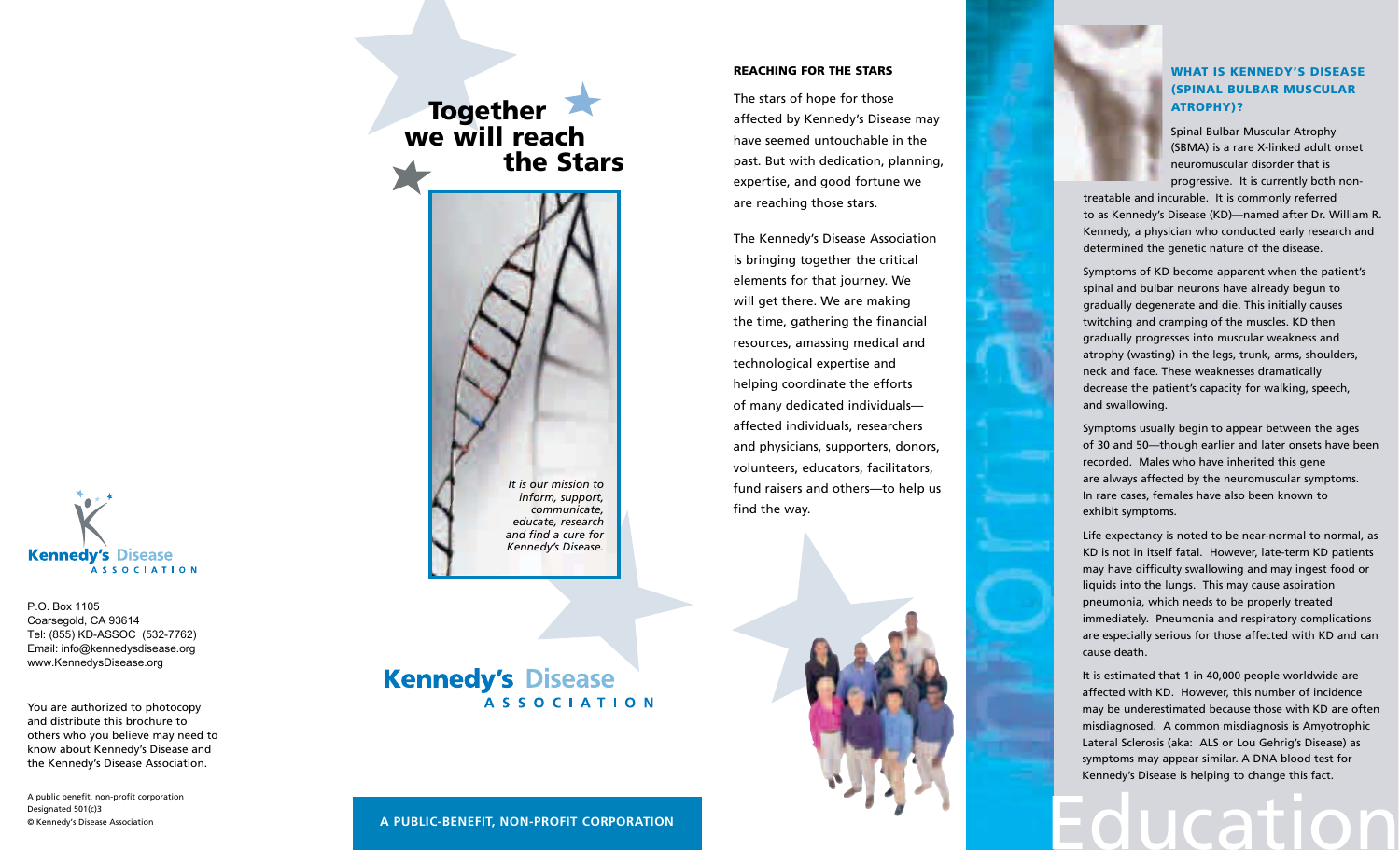Kennedy's Disease
ASSOCIATION

P.O. Box 1105
Coarsegold, CA 93614
Tel: (855) KD-ASSOC (532-7762)
Email: info@kennedysdisease.org
www.KennedysDisease.org

You are authorized to photocopy and distribute this brochure to others who you believe may need to know about Kennedy's Disease and the Kennedy's Disease Association.

A public benefit, non-profit corporation
Designated 501(c)3
© Kennedy's Disease Association

# Together we will reach the Stars

*It is our mission to inform, support, communicate, educate, research and find a cure for Kennedy's Disease.*

Kennedy's Disease
ASSOCIATION

**A PUBLIC-BENEFIT, NON-PROFIT CORPORATION**

## REACHING FOR THE STARS

The stars of hope for those affected by Kennedy's Disease may have seemed untouchable in the past. But with dedication, planning, expertise, and good fortune we are reaching those stars.

The Kennedy's Disease Association is bringing together the critical elements for that journey. We will get there. We are making the time, gathering the financial resources, amassing medical and technological expertise and helping coordinate the efforts of many dedicated individuals—affected individuals, researchers and physicians, supporters, donors, volunteers, educators, facilitators, fund raisers and others—to help us find the way.

Information

## WHAT IS KENNEDY'S DISEASE (SPINAL BULBAR MUSCULAR ATROPHY)?

Spinal Bulbar Muscular Atrophy (SBMA) is a rare X-linked adult onset neuromuscular disorder that is progressive. It is currently both non-treatable and incurable. It is commonly referred to as Kennedy's Disease (KD)—named after Dr. William R. Kennedy, a physician who conducted early research and determined the genetic nature of the disease.

Symptoms of KD become apparent when the patient's spinal and bulbar neurons have already begun to gradually degenerate and die. This initially causes twitching and cramping of the muscles. KD then gradually progresses into muscular weakness and atrophy (wasting) in the legs, trunk, arms, shoulders, neck and face. These weaknesses dramatically decrease the patient's capacity for walking, speech, and swallowing.

Symptoms usually begin to appear between the ages of 30 and 50—though earlier and later onsets have been recorded. Males who have inherited this gene are always affected by the neuromuscular symptoms. In rare cases, females have also been known to exhibit symptoms.

Life expectancy is noted to be near-normal to normal, as KD is not in itself fatal. However, late-term KD patients may have difficulty swallowing and may ingest food or liquids into the lungs. This may cause aspiration pneumonia, which needs to be properly treated immediately. Pneumonia and respiratory complications are especially serious for those affected with KD and can cause death.

It is estimated that 1 in 40,000 people worldwide are affected with KD. However, this number of incidence may be underestimated because those with KD are often misdiagnosed. A common misdiagnosis is Amyotrophic Lateral Sclerosis (aka: ALS or Lou Gehrig's Disease) as symptoms may appear similar. A DNA blood test for Kennedy's Disease is helping to change this fact.

Education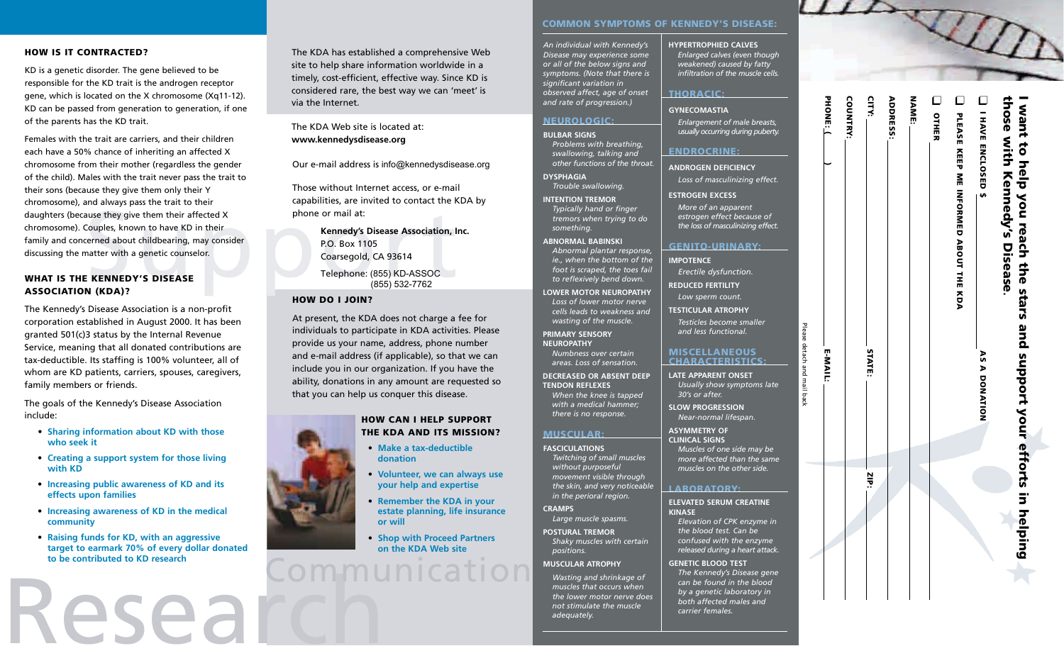## HOW IS IT CONTRACTED?

KD is a genetic disorder. The gene believed to be responsible for the KD trait is the androgen receptor gene, which is located on the X chromosome (Xq11-12). KD can be passed from generation to generation, if one of the parents has the KD trait.

Females with the trait are carriers, and their children each have a 50% chance of inheriting an affected X chromosome from their mother (regardless the gender of the child). Males with the trait never pass the trait to their sons (because they give them only their Y chromosome), and always pass the trait to their daughters (because they give them their affected X chromosome). Couples, known to have KD in their family and concerned about childbearing, may consider discussing the matter with a genetic counselor.

## WHAT IS THE KENNEDY'S DISEASE ASSOCIATION (KDA)?

The Kennedy's Disease Association is a non-profit corporation established in August 2000. It has been granted 501(c)3 status by the Internal Revenue Service, meaning that all donated contributions are tax-deductible. Its staffing is 100% volunteer, all of whom are KD patients, carriers, spouses, caregivers, family members or friends.

The goals of the Kennedy's Disease Association include:

- **Sharing information about KD with those who seek it**
- **Creating a support system for those living with KD**
- **Increasing public awareness of KD and its effects upon families**
- **Increasing awareness of KD in the medical community**
- **Raising funds for KD, with an aggressive target to earmark 70% of every dollar donated to be contributed to KD research**

Research

Support

The KDA has established a comprehensive Web site to help share information worldwide in a timely, cost-efficient, effective way. Since KD is considered rare, the best way we can 'meet' is via the Internet.

The KDA Web site is located at:
**www.kennedysdisease.org**

Our e-mail address is info@kennedysdisease.org

Those without Internet access, or e-mail capabilities, are invited to contact the KDA by phone or mail at:

**Kennedy's Disease Association, Inc.**
P.O. Box 1105
Coarsegold, CA 93614

Telephone: (855) KD-ASSOC
(855) 532-7762

## HOW DO I JOIN?

At present, the KDA does not charge a fee for individuals to participate in KDA activities. Please provide us your name, address, phone number and e-mail address (if applicable), so that we can include you in our organization. If you have the ability, donations in any amount are requested so that you can help us conquer this disease.

## HOW CAN I HELP SUPPORT THE KDA AND ITS MISSION?

- **Make a tax-deductible donation**
- **Volunteer, we can always use your help and expertise**
- **Remember the KDA in your estate planning, life insurance or will**
- **Shop with Proceed Partners on the KDA Web site**

Communication

## COMMON SYMPTOMS OF KENNEDY'S DISEASE:

*An individual with Kennedy's Disease may experience some or all of the below signs and symptoms. (Note that there is significant variation in observed affect, age of onset and rate of progression.)*

### NEUROLOGIC:

**BULBAR SIGNS**
*Problems with breathing, swallowing, talking and other functions of the throat.*

**DYSPHAGIA**
*Trouble swallowing.*

**INTENTION TREMOR**
*Typically hand or finger tremors when trying to do something.*

**ABNORMAL BABINSKI**
*Abnormal plantar response, ie., when the bottom of the foot is scraped, the toes fail to reflexively bend down.*

**LOWER MOTOR NEUROPATHY**
*Loss of lower motor nerve cells leads to weakness and wasting of the muscle.*

**PRIMARY SENSORY NEUROPATHY**
*Numbness over certain areas. Loss of sensation.*

**DECREASED OR ABSENT DEEP TENDON REFLEXES**
*When the knee is tapped with a medical hammer; there is no response.*

### MUSCULAR:

**FASCICULATIONS**
*Twitching of small muscles without purposeful movement visible through the skin, and very noticeable in the perioral region.*

**CRAMPS**
*Large muscle spasms.*

**POSTURAL TREMOR**
*Shaky muscles with certain positions.*

**MUSCULAR ATROPHY**
*Wasting and shrinkage of muscles that occurs when the lower motor nerve does not stimulate the muscle adequately.*

**HYPERTROPHIED CALVES**
*Enlarged calves (even though weakened) caused by fatty infiltration of the muscle cells.*

### THORACIC:

**GYNECOMASTIA**
*Enlargement of male breasts, usually occurring during puberty.*

### ENDROCRINE:

**ANDROGEN DEFICIENCY**
*Loss of masculinizing effect.*

**ESTROGEN EXCESS**
*More of an apparent estrogen effect because of the loss of masculinizing effect.*

### GENITO-URINARY:

**IMPOTENCE**
*Erectile dysfunction.*

**REDUCED FERTILITY**
*Low sperm count.*

**TESTICULAR ATROPHY**
*Testicles become smaller and less functional.*

### MISCELLANEOUS CHARACTERISTICS:

**LATE APPARENT ONSET**
*Usually show symptoms late 30's or after.*

**SLOW PROGRESSION**
*Near-normal lifespan.*

**ASYMMETRY OF CLINICAL SIGNS**
*Muscles of one side may be more affected than the same muscles on the other side.*

### LABORATORY:

**ELEVATED SERUM CREATINE KINASE**
*Elevation of CPK enzyme in the blood test. Can be confused with the enzyme released during a heart attack.*

**GENETIC BLOOD TEST**
*The Kennedy's Disease gene can be found in the blood by a genetic laboratory in both affected males and carrier females.*

Please detach and mail back

**I want to help you reach the stars and support your efforts in helping those with Kennedy's Disease.**

☐ **I HAVE ENCLOSED $ \_\_\_\_\_\_\_\_ AS A DONATION**

☐ **PLEASE KEEP ME INFORMED ABOUT THE KDA**

☐ **OTHER** \_\_\_\_\_\_\_\_\_\_\_\_\_\_\_\_\_\_\_\_

**NAME:** \_\_\_\_\_\_\_\_\_\_\_\_\_\_\_\_\_\_\_\_

**ADDRESS:** \_\_\_\_\_\_\_\_\_\_\_\_\_\_\_\_\_\_\_\_

**CITY:** \_\_\_\_\_\_\_\_ **STATE:** \_\_\_\_\_\_\_\_ **ZIP:** \_\_\_\_\_\_\_\_

**COUNTRY:** \_\_\_\_\_\_\_\_\_\_\_\_\_\_\_\_\_\_\_\_

**PHONE:** ( &nbsp;&nbsp; ) \_\_\_\_\_\_\_\_ **E-MAIL:** \_\_\_\_\_\_\_\_